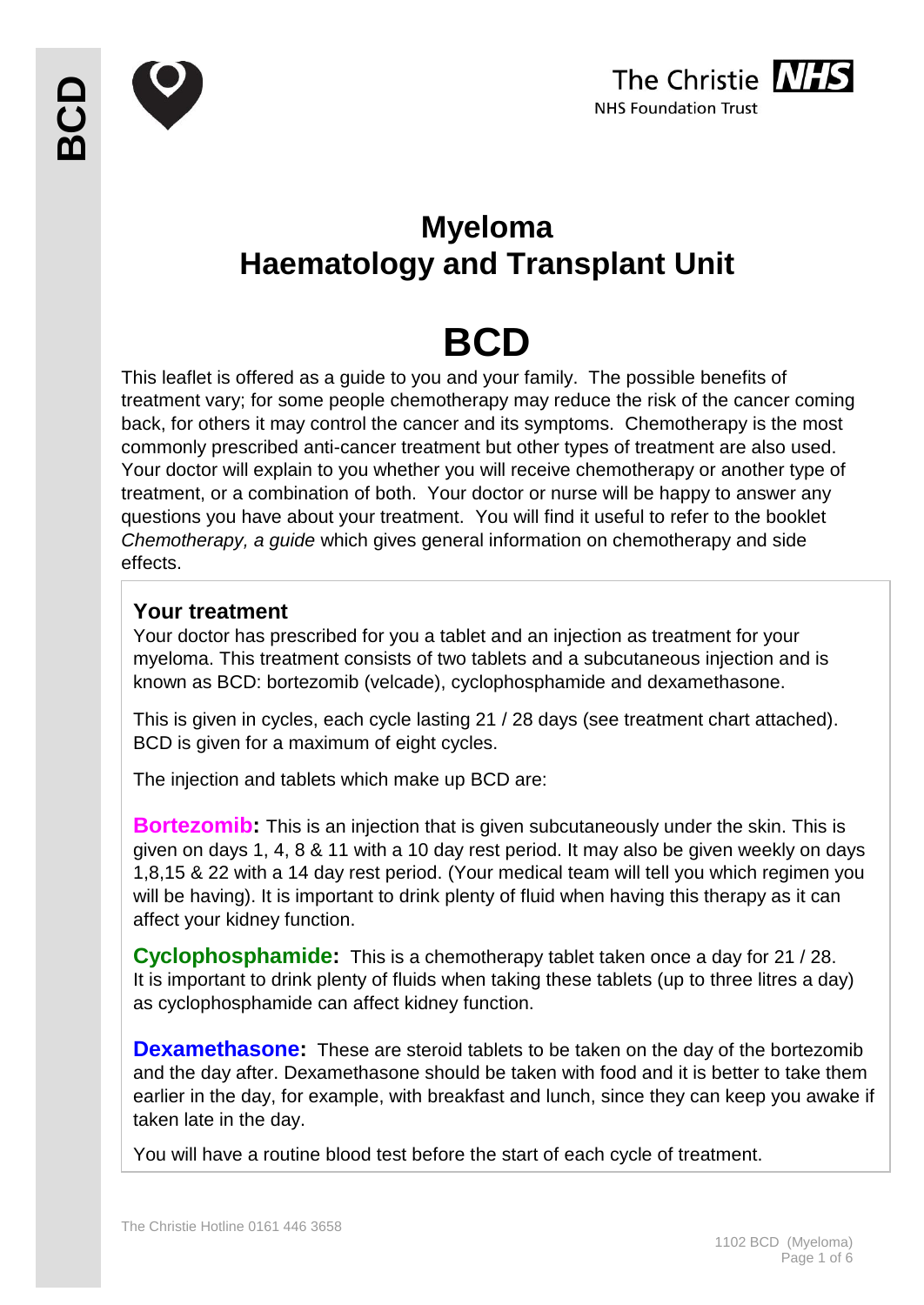# Myeloma
# Haematology and Transplant Unit

# BCD

This leaflet is offered as a guide to you and your family. The possible benefits of treatment vary; for some people chemotherapy may reduce the risk of the cancer coming back, for others it may control the cancer and its symptoms. Chemotherapy is the most commonly prescribed anti-cancer treatment but other types of treatment are also used. Your doctor will explain to you whether you will receive chemotherapy or another type of treatment, or a combination of both. Your doctor or nurse will be happy to answer any questions you have about your treatment. You will find it useful to refer to the booklet *Chemotherapy, a guide* which gives general information on chemotherapy and side effects.

## Your treatment

Your doctor has prescribed for you a tablet and an injection as treatment for your myeloma. This treatment consists of two tablets and a subcutaneous injection and is known as BCD: bortezomib (velcade), cyclophosphamide and dexamethasone.

This is given in cycles, each cycle lasting 21 / 28 days (see treatment chart attached). BCD is given for a maximum of eight cycles.

The injection and tablets which make up BCD are:

**Bortezomib:** This is an injection that is given subcutaneously under the skin. This is given on days 1, 4, 8 & 11 with a 10 day rest period. It may also be given weekly on days 1,8,15 & 22 with a 14 day rest period. (Your medical team will tell you which regimen you will be having). It is important to drink plenty of fluid when having this therapy as it can affect your kidney function.

**Cyclophosphamide:** This is a chemotherapy tablet taken once a day for 21 / 28. It is important to drink plenty of fluids when taking these tablets (up to three litres a day) as cyclophosphamide can affect kidney function.

**Dexamethasone:** These are steroid tablets to be taken on the day of the bortezomib and the day after. Dexamethasone should be taken with food and it is better to take them earlier in the day, for example, with breakfast and lunch, since they can keep you awake if taken late in the day.

You will have a routine blood test before the start of each cycle of treatment.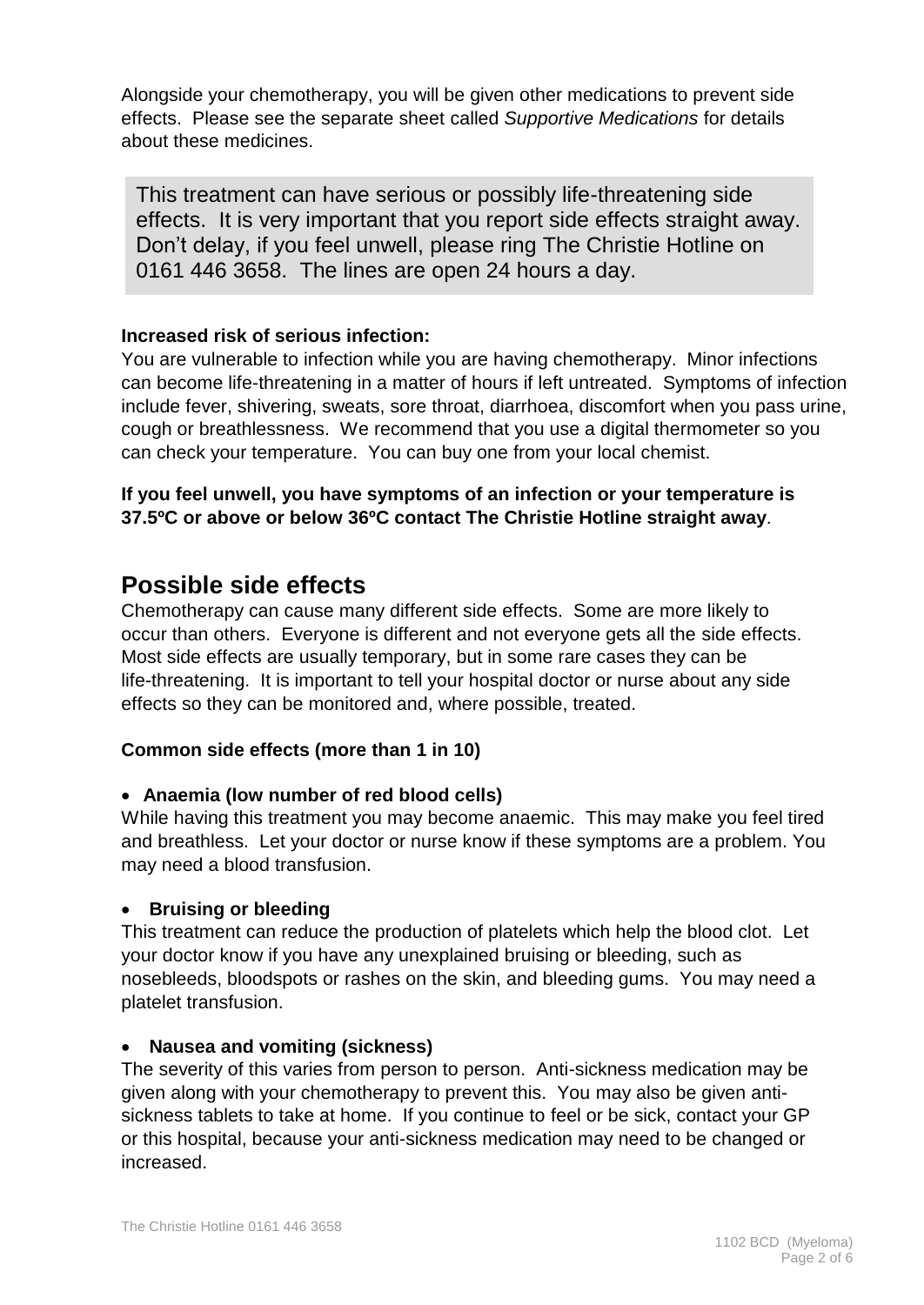Alongside your chemotherapy, you will be given other medications to prevent side effects. Please see the separate sheet called *Supportive Medications* for details about these medicines.

> This treatment can have serious or possibly life-threatening side effects. It is very important that you report side effects straight away. Don't delay, if you feel unwell, please ring The Christie Hotline on 0161 446 3658. The lines are open 24 hours a day.

**Increased risk of serious infection:**

You are vulnerable to infection while you are having chemotherapy. Minor infections can become life-threatening in a matter of hours if left untreated. Symptoms of infection include fever, shivering, sweats, sore throat, diarrhoea, discomfort when you pass urine, cough or breathlessness. We recommend that you use a digital thermometer so you can check your temperature. You can buy one from your local chemist.

**If you feel unwell, you have symptoms of an infection or your temperature is 37.5ºC or above or below 36ºC contact The Christie Hotline straight away**.

## Possible side effects

Chemotherapy can cause many different side effects. Some are more likely to occur than others. Everyone is different and not everyone gets all the side effects. Most side effects are usually temporary, but in some rare cases they can be life-threatening. It is important to tell your hospital doctor or nurse about any side effects so they can be monitored and, where possible, treated.

**Common side effects (more than 1 in 10)**

- **Anaemia (low number of red blood cells)**

While having this treatment you may become anaemic. This may make you feel tired and breathless. Let your doctor or nurse know if these symptoms are a problem. You may need a blood transfusion.

- **Bruising or bleeding**

This treatment can reduce the production of platelets which help the blood clot. Let your doctor know if you have any unexplained bruising or bleeding, such as nosebleeds, bloodspots or rashes on the skin, and bleeding gums. You may need a platelet transfusion.

- **Nausea and vomiting (sickness)**

The severity of this varies from person to person. Anti-sickness medication may be given along with your chemotherapy to prevent this. You may also be given anti-sickness tablets to take at home. If you continue to feel or be sick, contact your GP or this hospital, because your anti-sickness medication may need to be changed or increased.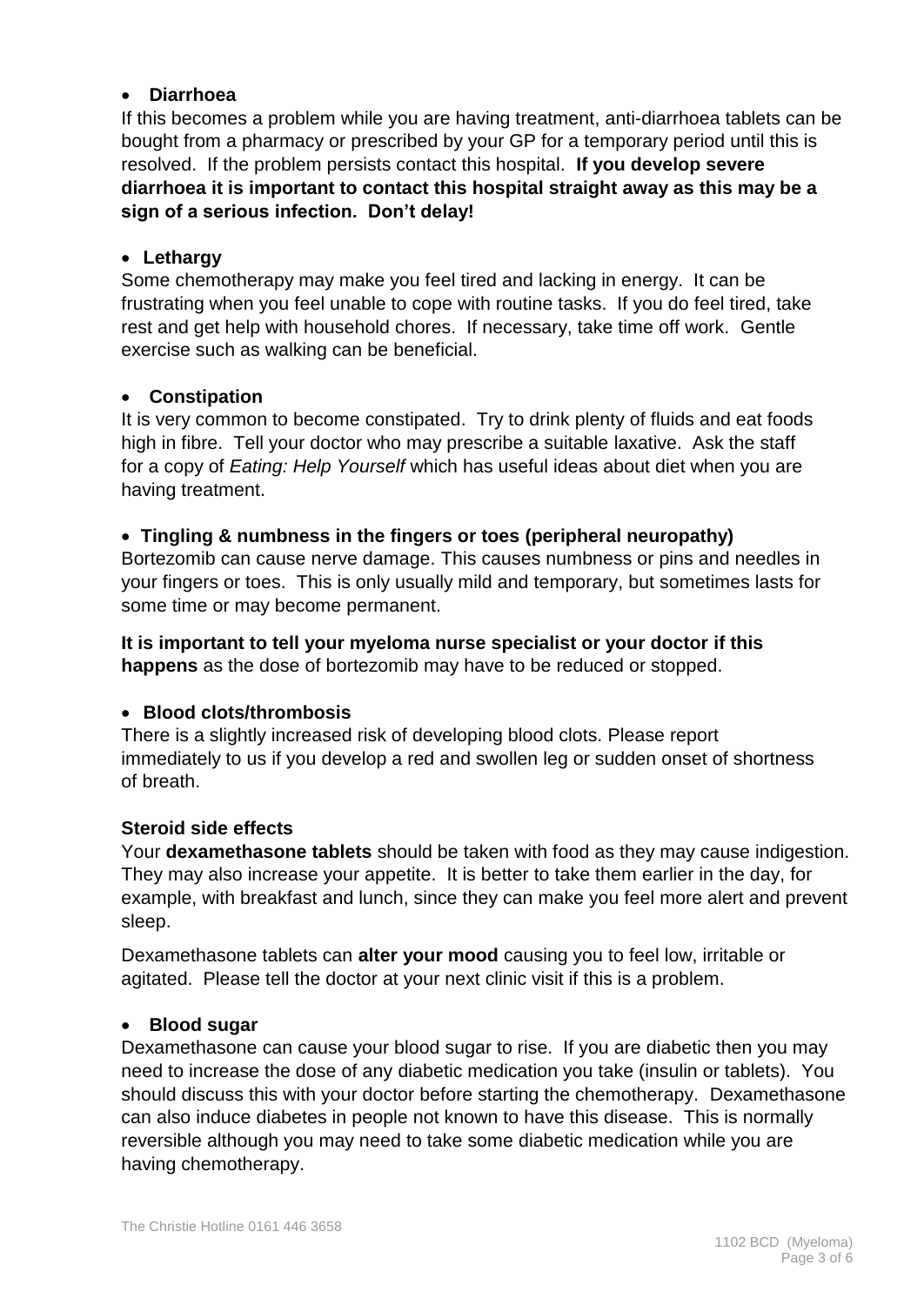- **Diarrhoea**

If this becomes a problem while you are having treatment, anti-diarrhoea tablets can be bought from a pharmacy or prescribed by your GP for a temporary period until this is resolved. If the problem persists contact this hospital. **If you develop severe diarrhoea it is important to contact this hospital straight away as this may be a sign of a serious infection. Don't delay!**

- **Lethargy**

Some chemotherapy may make you feel tired and lacking in energy. It can be frustrating when you feel unable to cope with routine tasks. If you do feel tired, take rest and get help with household chores. If necessary, take time off work. Gentle exercise such as walking can be beneficial.

- **Constipation**

It is very common to become constipated. Try to drink plenty of fluids and eat foods high in fibre. Tell your doctor who may prescribe a suitable laxative. Ask the staff for a copy of *Eating: Help Yourself* which has useful ideas about diet when you are having treatment.

- **Tingling & numbness in the fingers or toes (peripheral neuropathy)**

Bortezomib can cause nerve damage. This causes numbness or pins and needles in your fingers or toes. This is only usually mild and temporary, but sometimes lasts for some time or may become permanent.

**It is important to tell your myeloma nurse specialist or your doctor if this happens** as the dose of bortezomib may have to be reduced or stopped.

- **Blood clots/thrombosis**

There is a slightly increased risk of developing blood clots. Please report immediately to us if you develop a red and swollen leg or sudden onset of shortness of breath.

**Steroid side effects**

Your **dexamethasone tablets** should be taken with food as they may cause indigestion. They may also increase your appetite. It is better to take them earlier in the day, for example, with breakfast and lunch, since they can make you feel more alert and prevent sleep.

Dexamethasone tablets can **alter your mood** causing you to feel low, irritable or agitated. Please tell the doctor at your next clinic visit if this is a problem.

- **Blood sugar**

Dexamethasone can cause your blood sugar to rise. If you are diabetic then you may need to increase the dose of any diabetic medication you take (insulin or tablets). You should discuss this with your doctor before starting the chemotherapy. Dexamethasone can also induce diabetes in people not known to have this disease. This is normally reversible although you may need to take some diabetic medication while you are having chemotherapy.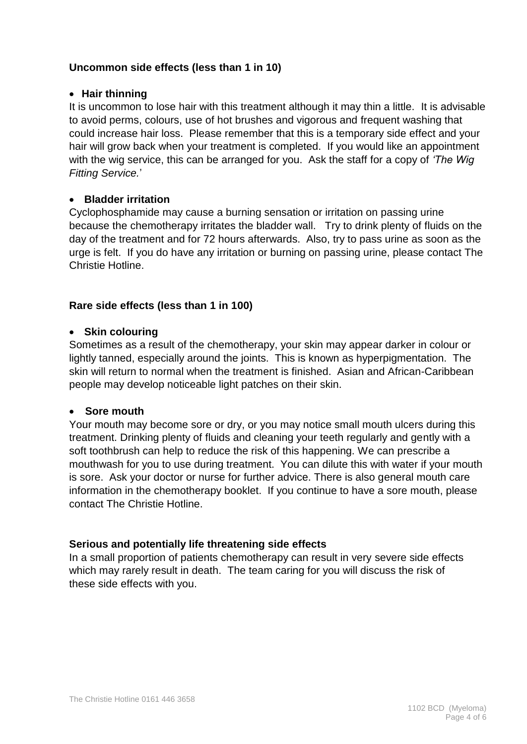## Uncommon side effects (less than 1 in 10)

- **Hair thinning**

It is uncommon to lose hair with this treatment although it may thin a little. It is advisable to avoid perms, colours, use of hot brushes and vigorous and frequent washing that could increase hair loss. Please remember that this is a temporary side effect and your hair will grow back when your treatment is completed. If you would like an appointment with the wig service, this can be arranged for you. Ask the staff for a copy of *'The Wig Fitting Service.'*

- **Bladder irritation**

Cyclophosphamide may cause a burning sensation or irritation on passing urine because the chemotherapy irritates the bladder wall. Try to drink plenty of fluids on the day of the treatment and for 72 hours afterwards. Also, try to pass urine as soon as the urge is felt. If you do have any irritation or burning on passing urine, please contact The Christie Hotline.

## Rare side effects (less than 1 in 100)

- **Skin colouring**

Sometimes as a result of the chemotherapy, your skin may appear darker in colour or lightly tanned, especially around the joints. This is known as hyperpigmentation. The skin will return to normal when the treatment is finished. Asian and African-Caribbean people may develop noticeable light patches on their skin.

- **Sore mouth**

Your mouth may become sore or dry, or you may notice small mouth ulcers during this treatment. Drinking plenty of fluids and cleaning your teeth regularly and gently with a soft toothbrush can help to reduce the risk of this happening. We can prescribe a mouthwash for you to use during treatment. You can dilute this with water if your mouth is sore. Ask your doctor or nurse for further advice. There is also general mouth care information in the chemotherapy booklet. If you continue to have a sore mouth, please contact The Christie Hotline.

## Serious and potentially life threatening side effects

In a small proportion of patients chemotherapy can result in very severe side effects which may rarely result in death. The team caring for you will discuss the risk of these side effects with you.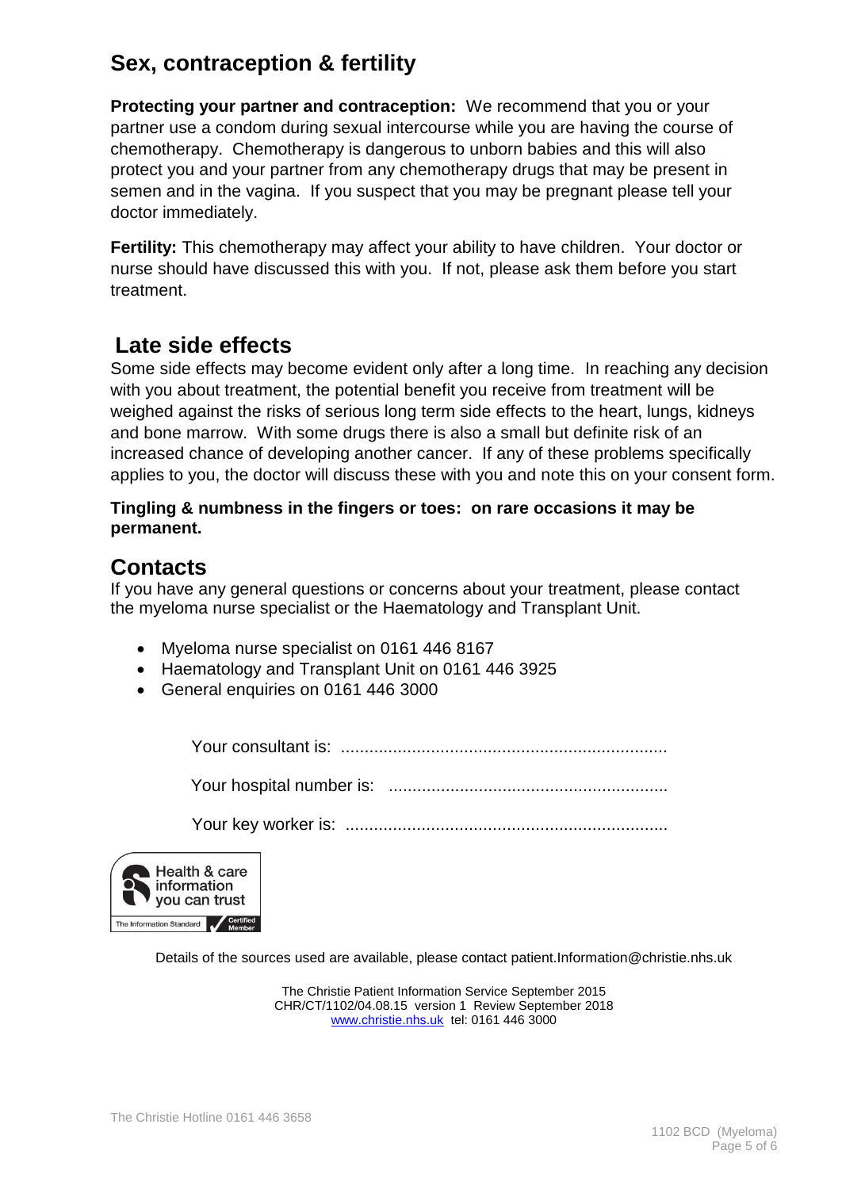## Sex, contraception & fertility

**Protecting your partner and contraception:** We recommend that you or your partner use a condom during sexual intercourse while you are having the course of chemotherapy. Chemotherapy is dangerous to unborn babies and this will also protect you and your partner from any chemotherapy drugs that may be present in semen and in the vagina. If you suspect that you may be pregnant please tell your doctor immediately.

**Fertility:** This chemotherapy may affect your ability to have children. Your doctor or nurse should have discussed this with you. If not, please ask them before you start treatment.

## Late side effects

Some side effects may become evident only after a long time. In reaching any decision with you about treatment, the potential benefit you receive from treatment will be weighed against the risks of serious long term side effects to the heart, lungs, kidneys and bone marrow. With some drugs there is also a small but definite risk of an increased chance of developing another cancer. If any of these problems specifically applies to you, the doctor will discuss these with you and note this on your consent form.

**Tingling & numbness in the fingers or toes: on rare occasions it may be permanent.**

## Contacts

If you have any general questions or concerns about your treatment, please contact the myeloma nurse specialist or the Haematology and Transplant Unit.

- Myeloma nurse specialist on 0161 446 8167
- Haematology and Transplant Unit on 0161 446 3925
- General enquiries on 0161 446 3000

Your consultant is: ....................................................................

Your hospital number is: ..........................................................

Your key worker is: ...................................................................

Health & care information you can trust

The Information Standard Certified Member

Details of the sources used are available, please contact patient.Information@christie.nhs.uk

The Christie Patient Information Service September 2015
CHR/CT/1102/04.08.15 version 1 Review September 2018
www.christie.nhs.uk tel: 0161 446 3000

The Christie Hotline 0161 446 3658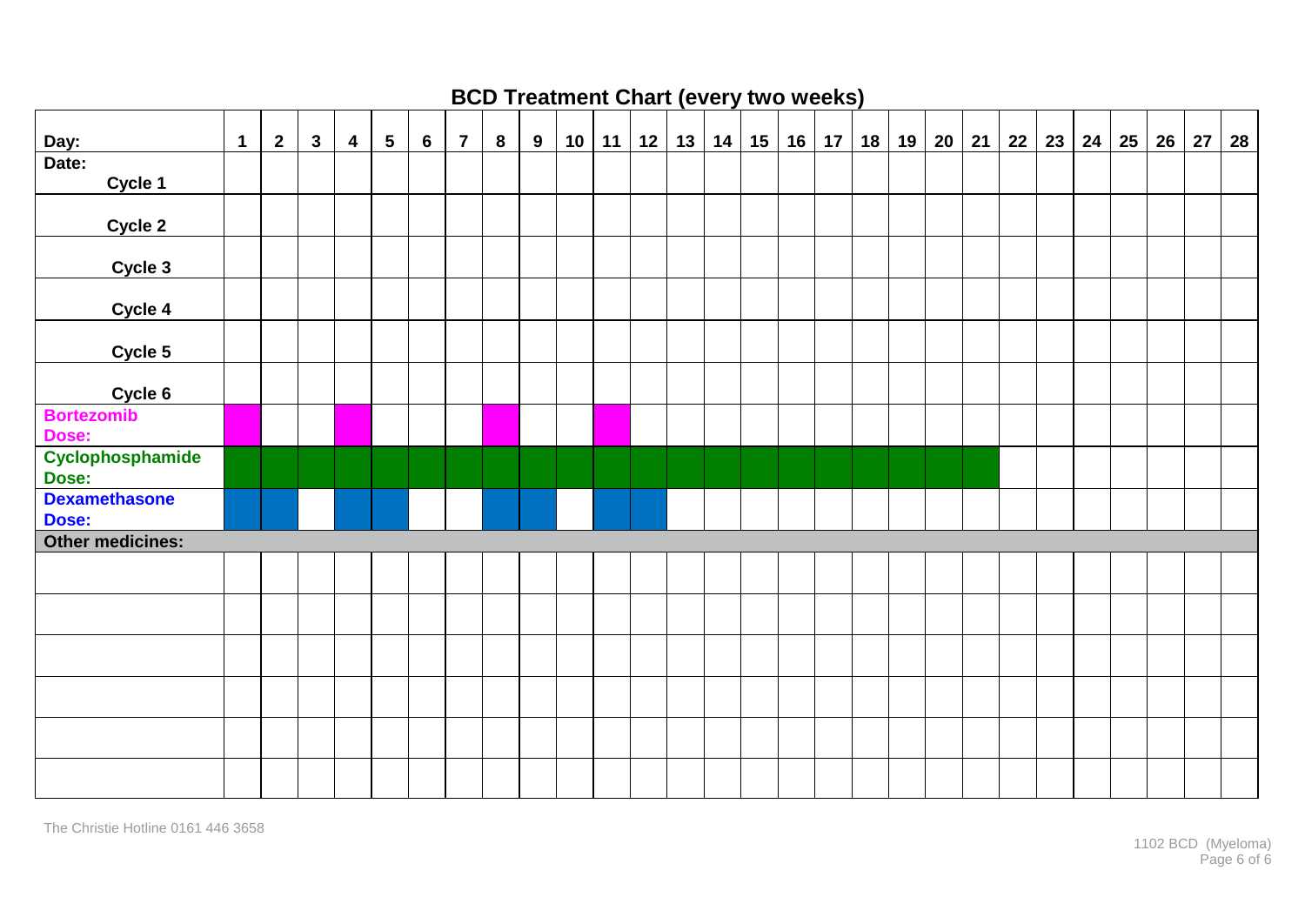# BCD Treatment Chart (every two weeks)

| Day: | 1 | 2 | 3 | 4 | 5 | 6 | 7 | 8 | 9 | 10 | 11 | 12 | 13 | 14 | 15 | 16 | 17 | 18 | 19 | 20 | 21 | 22 | 23 | 24 | 25 | 26 | 27 | 28 |
|---|---|---|---|---|---|---|---|---|---|---|---|---|---|---|---|---|---|---|---|---|---|---|---|---|---|---|---|---|
| Date: Cycle 1 | | | | | | | | | | | | | | | | | | | | | | | | | | | | |
| Cycle 2 | | | | | | | | | | | | | | | | | | | | | | | | | | | | |
| Cycle 3 | | | | | | | | | | | | | | | | | | | | | | | | | | | | |
| Cycle 4 | | | | | | | | | | | | | | | | | | | | | | | | | | | | |
| Cycle 5 | | | | | | | | | | | | | | | | | | | | | | | | | | | | |
| Cycle 6 | | | | | | | | | | | | | | | | | | | | | | | | | | | | |
| **Bortezomib Dose:** | | | | | | | | | | | | | | | | | | | | | | | | | | | | |
| **Cyclophosphamide Dose:** | | | | | | | | | | | | | | | | | | | | | | | | | | | | |
| **Dexamethasone Dose:** | | | | | | | | | | | | | | | | | | | | | | | | | | | | |
| **Other medicines:** | | | | | | | | | | | | | | | | | | | | | | | | | | | | |
| | | | | | | | | | | | | | | | | | | | | | | | | | | | | |
| | | | | | | | | | | | | | | | | | | | | | | | | | | | | |
| | | | | | | | | | | | | | | | | | | | | | | | | | | | | |
| | | | | | | | | | | | | | | | | | | | | | | | | | | | | |
| | | | | | | | | | | | | | | | | | | | | | | | | | | | | |
| | | | | | | | | | | | | | | | | | | | | | | | | | | | | |